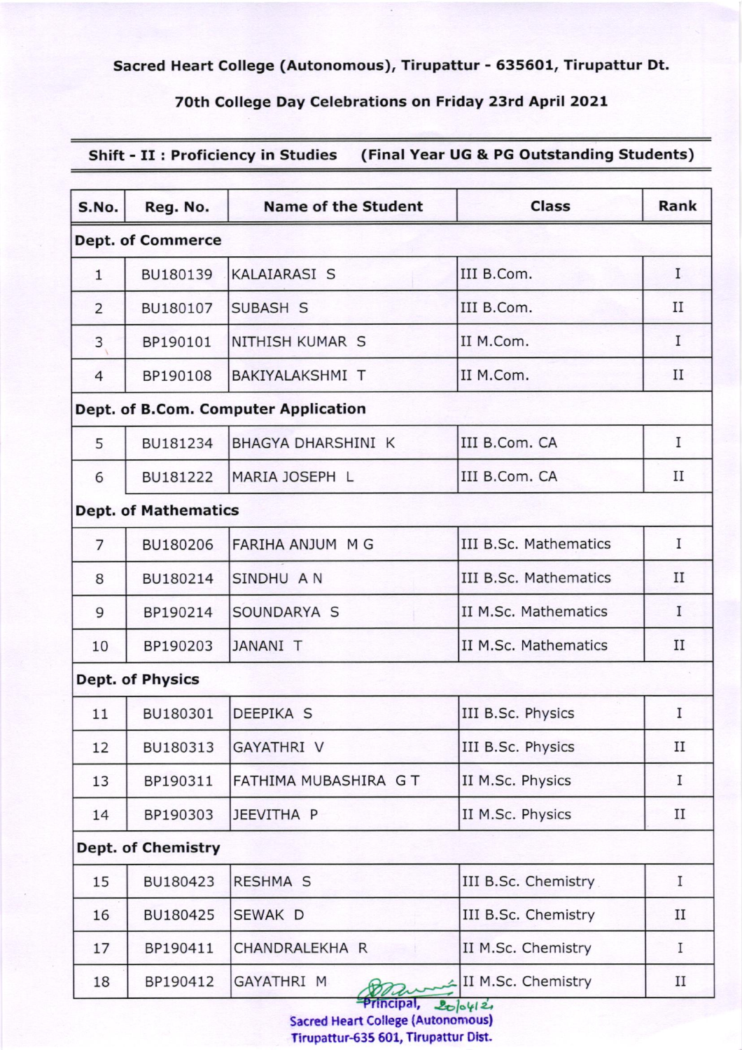Sacred Heart College (Autonomous), Tirupattur - 635601, Tirupattur Dt.

70th College Day Celebrations on Friday 23rd April 2021

**Shift - II : Proficiency in Studies (Final Year UG & PG Outstanding Students)**

| S.No. | Reg. No. | Name of the Student | Class | Rank |
|---|---|---|---|---|
| **Dept. of Commerce** | | | | |
| 1 | BU180139 | KALAIARASI S | III B.Com. | I |
| 2 | BU180107 | SUBASH S | III B.Com. | II |
| 3 | BP190101 | NITHISH KUMAR S | II M.Com. | I |
| 4 | BP190108 | BAKIYALAKSHMI T | II M.Com. | II |
| **Dept. of B.Com. Computer Application** | | | | |
| 5 | BU181234 | BHAGYA DHARSHINI K | III B.Com. CA | I |
| 6 | BU181222 | MARIA JOSEPH L | III B.Com. CA | II |
| **Dept. of Mathematics** | | | | |
| 7 | BU180206 | FARIHA ANJUM M G | III B.Sc. Mathematics | I |
| 8 | BU180214 | SINDHU A N | III B.Sc. Mathematics | II |
| 9 | BP190214 | SOUNDARYA S | II M.Sc. Mathematics | I |
| 10 | BP190203 | JANANI T | II M.Sc. Mathematics | II |
| **Dept. of Physics** | | | | |
| 11 | BU180301 | DEEPIKA S | III B.Sc. Physics | I |
| 12 | BU180313 | GAYATHRI V | III B.Sc. Physics | II |
| 13 | BP190311 | FATHIMA MUBASHIRA G T | II M.Sc. Physics | I |
| 14 | BP190303 | JEEVITHA P | II M.Sc. Physics | II |
| **Dept. of Chemistry** | | | | |
| 15 | BU180423 | RESHMA S | III B.Sc. Chemistry | I |
| 16 | BU180425 | SEWAK D | III B.Sc. Chemistry | II |
| 17 | BP190411 | CHANDRALEKHA R | II M.Sc. Chemistry | I |
| 18 | BP190412 | GAYATHRI M | II M.Sc. Chemistry | II |

Principal, 20/04/21
Sacred Heart College (Autonomous)
Tirupattur-635 601, Tirupattur Dist.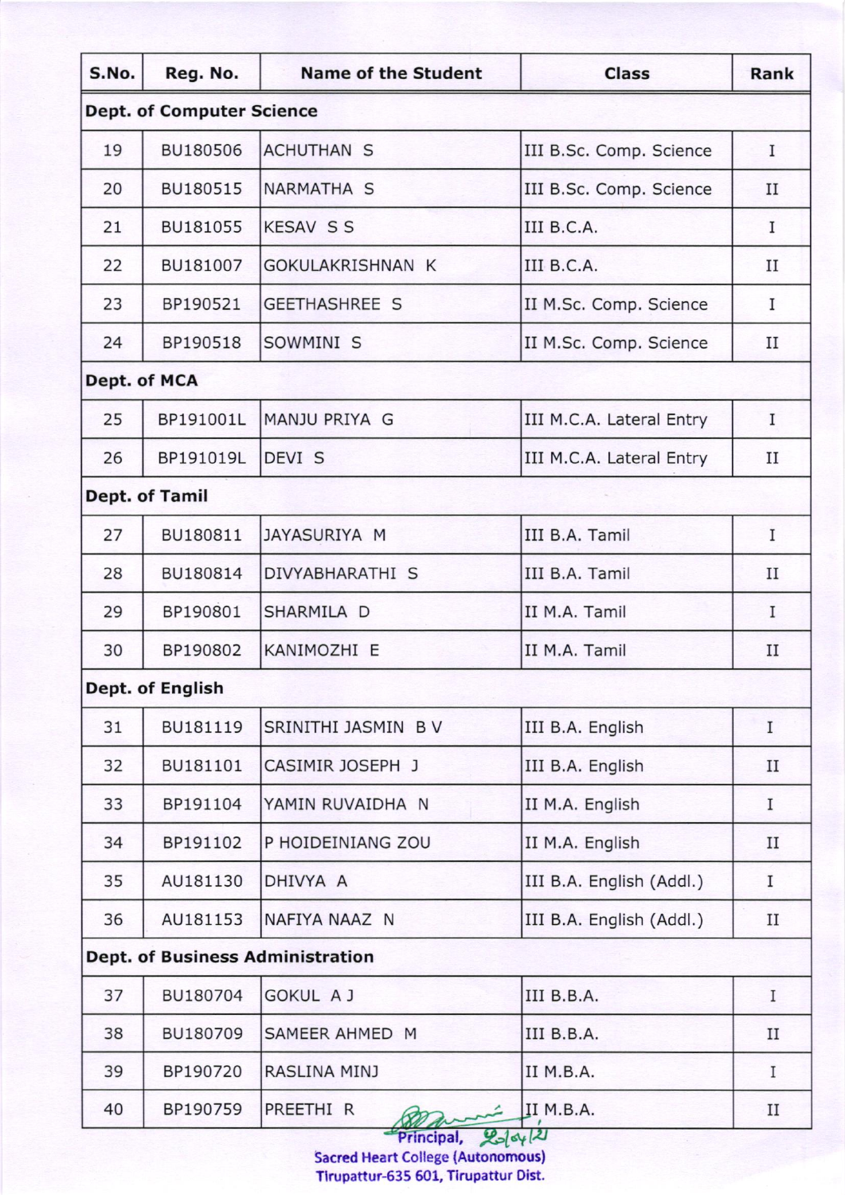| S.No. | Reg. No. | Name of the Student | Class | Rank |
|---|---|---|---|---|
| **Dept. of Computer Science** | | | | |
| 19 | BU180506 | ACHUTHAN S | III B.Sc. Comp. Science | I |
| 20 | BU180515 | NARMATHA S | III B.Sc. Comp. Science | II |
| 21 | BU181055 | KESAV S S | III B.C.A. | I |
| 22 | BU181007 | GOKULAKRISHNAN K | III B.C.A. | II |
| 23 | BP190521 | GEETHASHREE S | II M.Sc. Comp. Science | I |
| 24 | BP190518 | SOWMINI S | II M.Sc. Comp. Science | II |
| **Dept. of MCA** | | | | |
| 25 | BP191001L | MANJU PRIYA G | III M.C.A. Lateral Entry | I |
| 26 | BP191019L | DEVI S | III M.C.A. Lateral Entry | II |
| **Dept. of Tamil** | | | | |
| 27 | BU180811 | JAYASURIYA M | III B.A. Tamil | I |
| 28 | BU180814 | DIVYABHARATHI S | III B.A. Tamil | II |
| 29 | BP190801 | SHARMILA D | II M.A. Tamil | I |
| 30 | BP190802 | KANIMOZHI E | II M.A. Tamil | II |
| **Dept. of English** | | | | |
| 31 | BU181119 | SRINITHI JASMIN B V | III B.A. English | I |
| 32 | BU181101 | CASIMIR JOSEPH J | III B.A. English | II |
| 33 | BP191104 | YAMIN RUVAIDHA N | II M.A. English | I |
| 34 | BP191102 | P HOIDEINIANG ZOU | II M.A. English | II |
| 35 | AU181130 | DHIVYA A | III B.A. English (Addl.) | I |
| 36 | AU181153 | NAFIYA NAAZ N | III B.A. English (Addl.) | II |
| **Dept. of Business Administration** | | | | |
| 37 | BU180704 | GOKUL A J | III B.B.A. | I |
| 38 | BU180709 | SAMEER AHMED M | III B.B.A. | II |
| 39 | BP190720 | RASLINA MINJ | II M.B.A. | I |
| 40 | BP190759 | PREETHI R | II M.B.A. | II |

Principal, 20/04/21
Sacred Heart College (Autonomous)
Tirupattur-635 601, Tirupattur Dist.